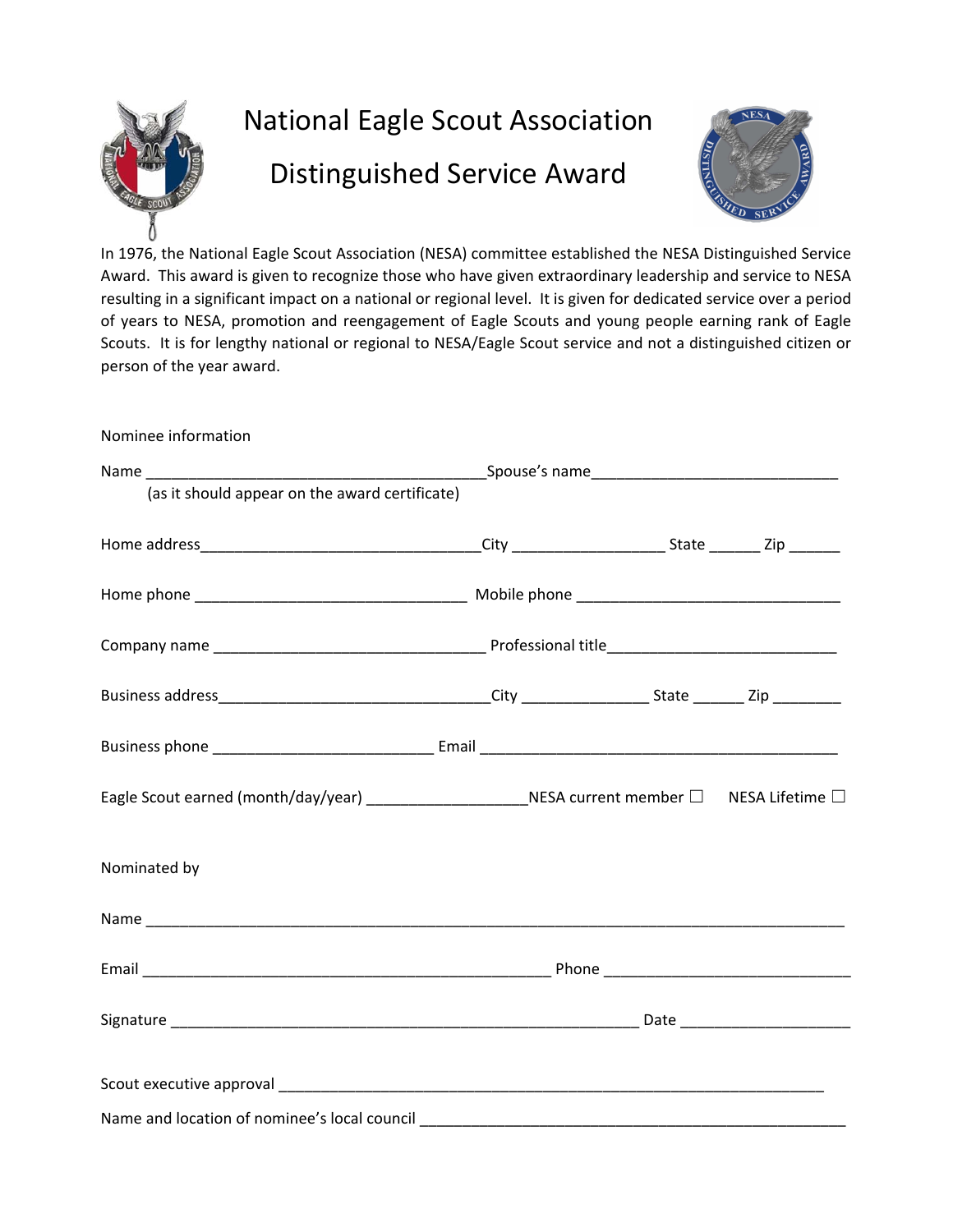# National Eagle Scout Association

## Distinguished Service Award

In 1976, the National Eagle Scout Association (NESA) committee established the NESA Distinguished Service Award. This award is given to recognize those who have given extraordinary leadership and service to NESA resulting in a significant impact on a national or regional level. It is given for dedicated service over a period of years to NESA, promotion and reengagement of Eagle Scouts and young people earning rank of Eagle Scouts. It is for lengthy national or regional to NESA/Eagle Scout service and not a distinguished citizen or person of the year award.

Nominee information

Name ________________________________________ Spouse's name ____________________________
(as it should appear on the award certificate)

Home address_________________________________City _________________ State ______ Zip ______

Home phone _______________________________ Mobile phone ______________________________

Company name _______________________________ Professional title__________________________

Business address_______________________________City ______________ State ______ Zip ________

Business phone _________________________ Email _________________________________________

Eagle Scout earned (month/day/year) __________________NESA current member ☐ NESA Lifetime ☐

Nominated by

Name _______________________________________________________________________________

Email _______________________________________________ Phone ____________________________

Signature ____________________________________________________ Date ____________________

Scout executive approval ______________________________________________________________

Name and location of nominee's local council ________________________________________________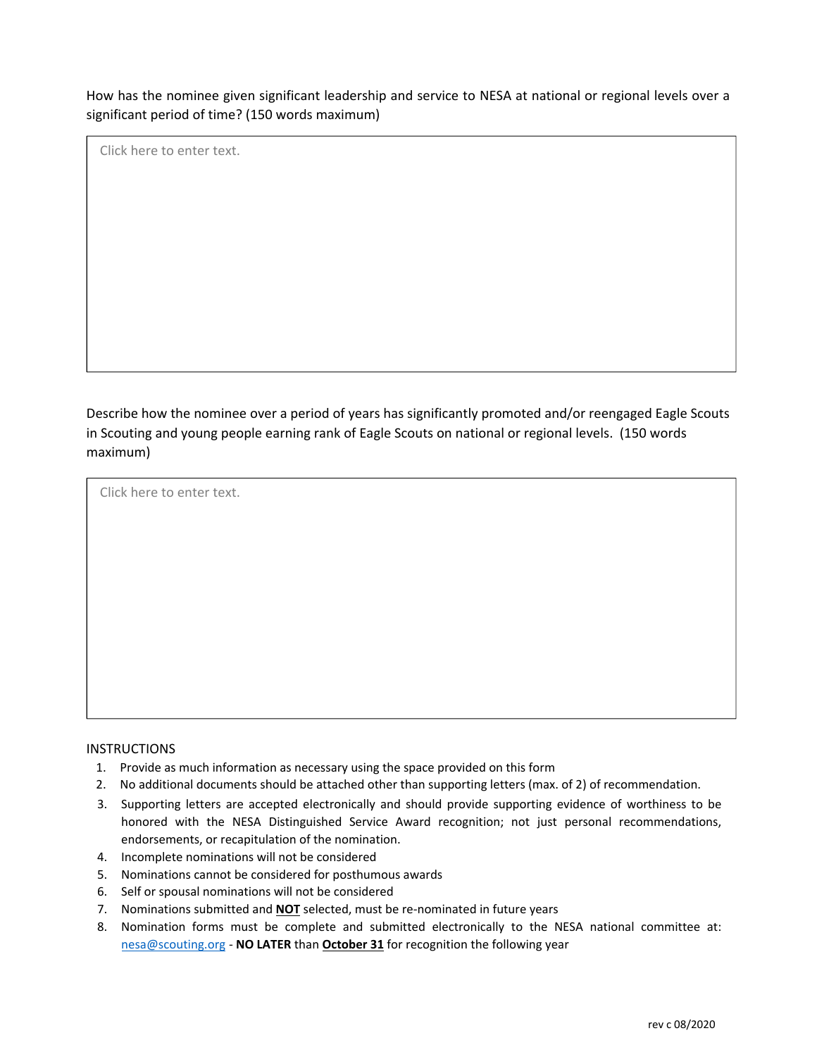How has the nominee given significant leadership and service to NESA at national or regional levels over a significant period of time? (150 words maximum)

| |
|---|
| Click here to enter text. |

Describe how the nominee over a period of years has significantly promoted and/or reengaged Eagle Scouts in Scouting and young people earning rank of Eagle Scouts on national or regional levels. (150 words maximum)

| |
|---|
| Click here to enter text. |

INSTRUCTIONS

1. Provide as much information as necessary using the space provided on this form
2. No additional documents should be attached other than supporting letters (max. of 2) of recommendation.
3. Supporting letters are accepted electronically and should provide supporting evidence of worthiness to be honored with the NESA Distinguished Service Award recognition; not just personal recommendations, endorsements, or recapitulation of the nomination.
4. Incomplete nominations will not be considered
5. Nominations cannot be considered for posthumous awards
6. Self or spousal nominations will not be considered
7. Nominations submitted and **NOT** selected, must be re-nominated in future years
8. Nomination forms must be complete and submitted electronically to the NESA national committee at: nesa@scouting.org - **NO LATER** than **October 31** for recognition the following year

rev c 08/2020